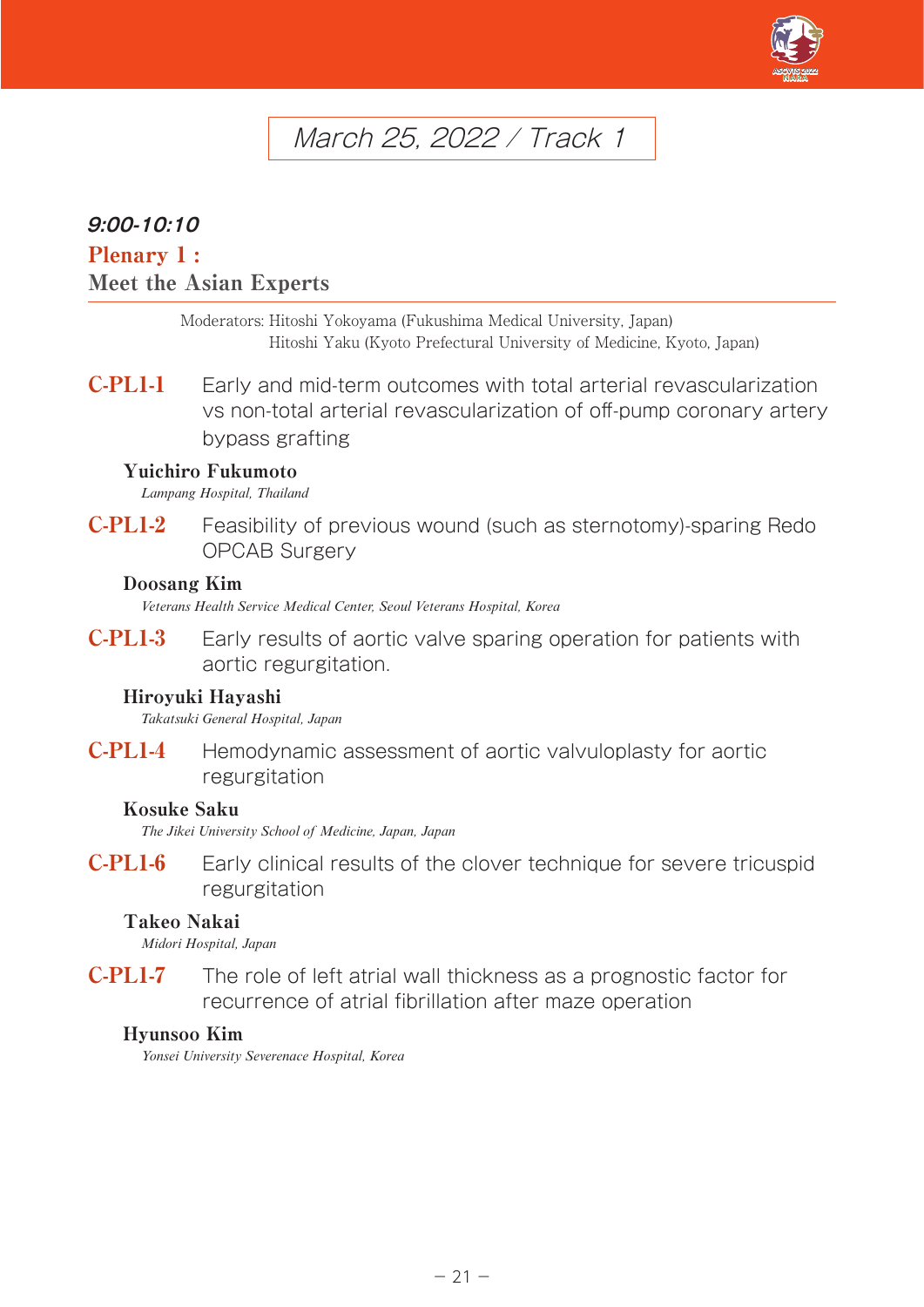## March 25, 2022 / Track 1

### 9:00-10:10

### Plenary 1 :
### Meet the Asian Experts

Moderators: Hitoshi Yokoyama (Fukushima Medical University, Japan)
Hitoshi Yaku (Kyoto Prefectural University of Medicine, Kyoto, Japan)

**C-PL1-1** Early and mid-term outcomes with total arterial revascularization vs non-total arterial revascularization of off-pump coronary artery bypass grafting

**Yuichiro Fukumoto**
*Lampang Hospital, Thailand*

**C-PL1-2** Feasibility of previous wound (such as sternotomy)-sparing Redo OPCAB Surgery

**Doosang Kim**
*Veterans Health Service Medical Center, Seoul Veterans Hospital, Korea*

**C-PL1-3** Early results of aortic valve sparing operation for patients with aortic regurgitation.

**Hiroyuki Hayashi**
*Takatsuki General Hospital, Japan*

**C-PL1-4** Hemodynamic assessment of aortic valvuloplasty for aortic regurgitation

**Kosuke Saku**
*The Jikei University School of Medicine, Japan, Japan*

**C-PL1-6** Early clinical results of the clover technique for severe tricuspid regurgitation

**Takeo Nakai**
*Midori Hospital, Japan*

**C-PL1-7** The role of left atrial wall thickness as a prognostic factor for recurrence of atrial fibrillation after maze operation

**Hyunsoo Kim**
*Yonsei University Severenace Hospital, Korea*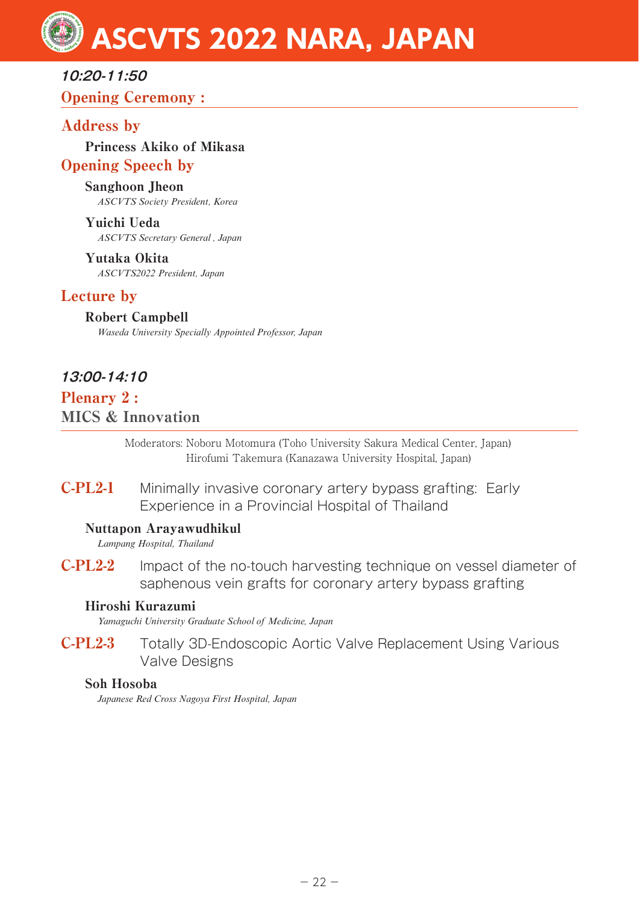**10:20-11:50**

## Opening Ceremony :

### Address by

**Princess Akiko of Mikasa**

### Opening Speech by

**Sanghoon Jheon**
*ASCVTS Society President, Korea*

**Yuichi Ueda**
*ASCVTS Secretary General , Japan*

**Yutaka Okita**
*ASCVTS2022 President, Japan*

### Lecture by

**Robert Campbell**
*Waseda University Specially Appointed Professor, Japan*

**13:00-14:10**

## Plenary 2 :
## MICS & Innovation

Moderators: Noboru Motomura (Toho University Sakura Medical Center, Japan)
Hirofumi Takemura (Kanazawa University Hospital, Japan)

**C-PL2-1** Minimally invasive coronary artery bypass grafting: Early Experience in a Provincial Hospital of Thailand

**Nuttapon Arayawudhikul**
*Lampang Hospital, Thailand*

**C-PL2-2** Impact of the no-touch harvesting technique on vessel diameter of saphenous vein grafts for coronary artery bypass grafting

**Hiroshi Kurazumi**
*Yamaguchi University Graduate School of Medicine, Japan*

**C-PL2-3** Totally 3D-Endoscopic Aortic Valve Replacement Using Various Valve Designs

**Soh Hosoba**
*Japanese Red Cross Nagoya First Hospital, Japan*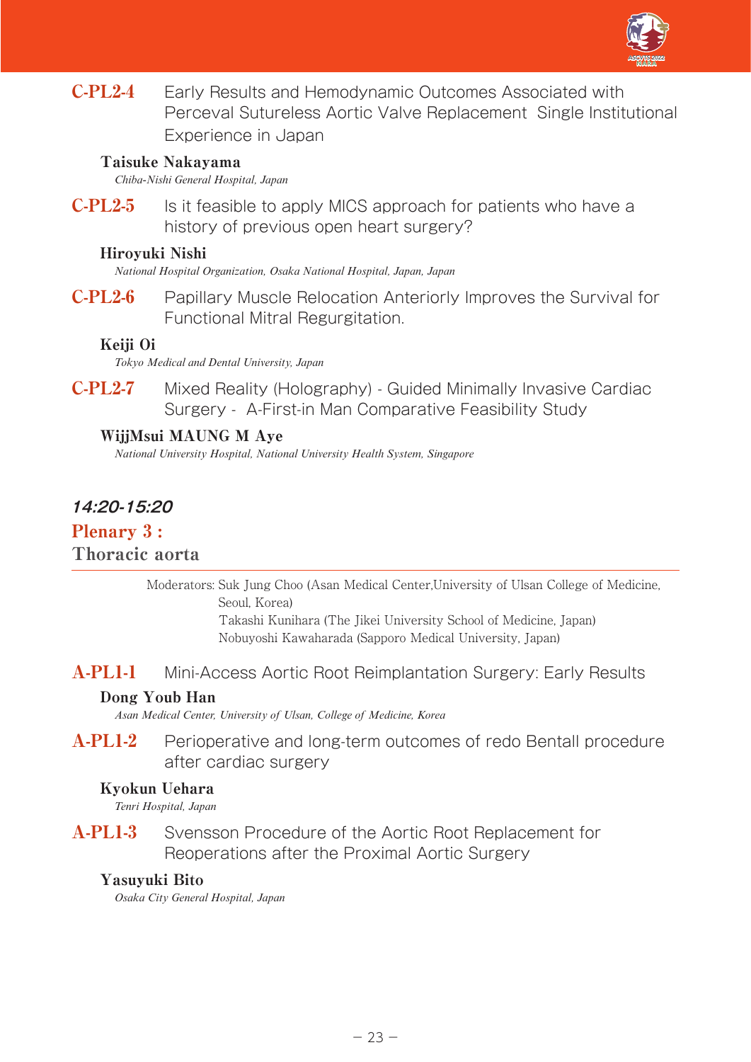**C-PL2-4** Early Results and Hemodynamic Outcomes Associated with Perceval Sutureless Aortic Valve Replacement Single Institutional Experience in Japan

**Taisuke Nakayama**
*Chiba-Nishi General Hospital, Japan*

**C-PL2-5** Is it feasible to apply MICS approach for patients who have a history of previous open heart surgery?

**Hiroyuki Nishi**
*National Hospital Organization, Osaka National Hospital, Japan, Japan*

**C-PL2-6** Papillary Muscle Relocation Anteriorly Improves the Survival for Functional Mitral Regurgitation.

**Keiji Oi**
*Tokyo Medical and Dental University, Japan*

**C-PL2-7** Mixed Reality (Holography) - Guided Minimally Invasive Cardiac Surgery - A-First-in Man Comparative Feasibility Study

**WijjMsui MAUNG M Aye**
*National University Hospital, National University Health System, Singapore*

***14:20-15:20***

## Plenary 3 :
## Thoracic aorta

Moderators: Suk Jung Choo (Asan Medical Center,University of Ulsan College of Medicine, Seoul, Korea)
Takashi Kunihara (The Jikei University School of Medicine, Japan)
Nobuyoshi Kawaharada (Sapporo Medical University, Japan)

**A-PL1-1** Mini-Access Aortic Root Reimplantation Surgery: Early Results

**Dong Youb Han**
*Asan Medical Center, University of Ulsan, College of Medicine, Korea*

**A-PL1-2** Perioperative and long-term outcomes of redo Bentall procedure after cardiac surgery

**Kyokun Uehara**
*Tenri Hospital, Japan*

**A-PL1-3** Svensson Procedure of the Aortic Root Replacement for Reoperations after the Proximal Aortic Surgery

**Yasuyuki Bito**
*Osaka City General Hospital, Japan*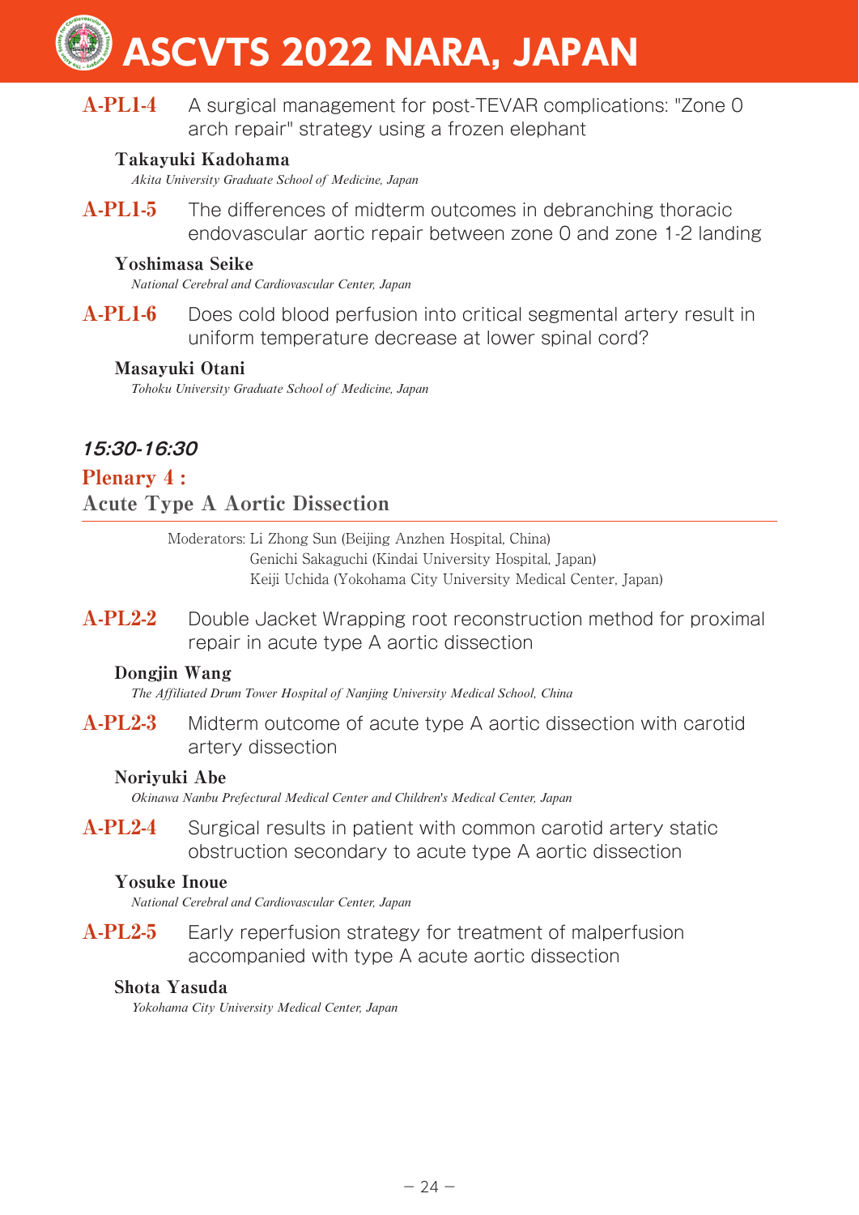**A-PL1-4** A surgical management for post-TEVAR complications: "Zone 0 arch repair" strategy using a frozen elephant

**Takayuki Kadohama**
*Akita University Graduate School of Medicine, Japan*

**A-PL1-5** The differences of midterm outcomes in debranching thoracic endovascular aortic repair between zone 0 and zone 1-2 landing

**Yoshimasa Seike**
*National Cerebral and Cardiovascular Center, Japan*

**A-PL1-6** Does cold blood perfusion into critical segmental artery result in uniform temperature decrease at lower spinal cord?

**Masayuki Otani**
*Tohoku University Graduate School of Medicine, Japan*

### *15:30-16:30*

## Plenary 4 :
## Acute Type A Aortic Dissection

Moderators: Li Zhong Sun (Beijing Anzhen Hospital, China)
Genichi Sakaguchi (Kindai University Hospital, Japan)
Keiji Uchida (Yokohama City University Medical Center, Japan)

**A-PL2-2** Double Jacket Wrapping root reconstruction method for proximal repair in acute type A aortic dissection

**Dongjin Wang**
*The Affiliated Drum Tower Hospital of Nanjing University Medical School, China*

**A-PL2-3** Midterm outcome of acute type A aortic dissection with carotid artery dissection

**Noriyuki Abe**
*Okinawa Nanbu Prefectural Medical Center and Children's Medical Center, Japan*

**A-PL2-4** Surgical results in patient with common carotid artery static obstruction secondary to acute type A aortic dissection

**Yosuke Inoue**
*National Cerebral and Cardiovascular Center, Japan*

**A-PL2-5** Early reperfusion strategy for treatment of malperfusion accompanied with type A acute aortic dissection

**Shota Yasuda**
*Yokohama City University Medical Center, Japan*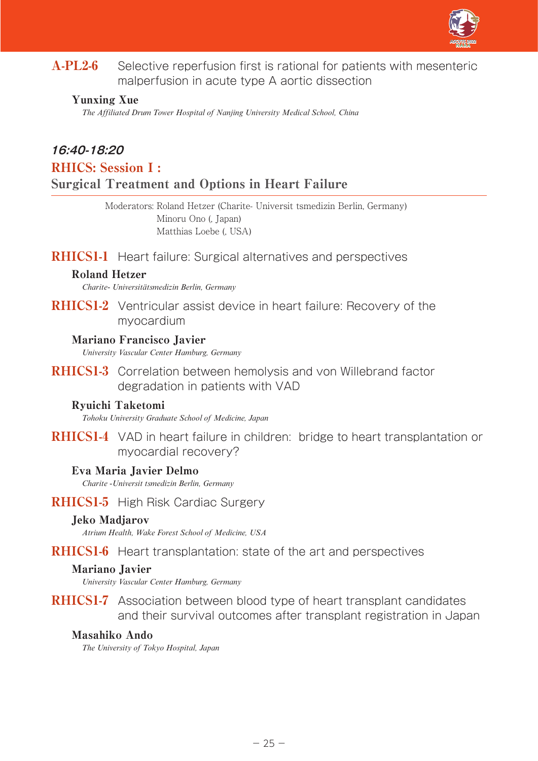**A-PL2-6** Selective reperfusion first is rational for patients with mesenteric malperfusion in acute type A aortic dissection

**Yunxing Xue**
*The Affiliated Drum Tower Hospital of Nanjing University Medical School, China*

### *16:40-18:20*

## RHICS: Session I :
## Surgical Treatment and Options in Heart Failure

Moderators: Roland Hetzer (Charite- Universit tsmedizin Berlin, Germany)
Minoru Ono (, Japan)
Matthias Loebe (, USA)

**RHICS1-1** Heart failure: Surgical alternatives and perspectives

**Roland Hetzer**
*Charite- Universitätsmedizin Berlin, Germany*

**RHICS1-2** Ventricular assist device in heart failure: Recovery of the myocardium

**Mariano Francisco Javier**
*University Vascular Center Hamburg, Germany*

**RHICS1-3** Correlation between hemolysis and von Willebrand factor degradation in patients with VAD

**Ryuichi Taketomi**
*Tohoku University Graduate School of Medicine, Japan*

**RHICS1-4** VAD in heart failure in children: bridge to heart transplantation or myocardial recovery?

**Eva Maria Javier Delmo**
*Charite -Universit tsmedizin Berlin, Germany*

**RHICS1-5** High Risk Cardiac Surgery

**Jeko Madjarov**
*Atrium Health, Wake Forest School of Medicine, USA*

**RHICS1-6** Heart transplantation: state of the art and perspectives

**Mariano Javier**
*University Vascular Center Hamburg, Germany*

**RHICS1-7** Association between blood type of heart transplant candidates and their survival outcomes after transplant registration in Japan

**Masahiko Ando**
*The University of Tokyo Hospital, Japan*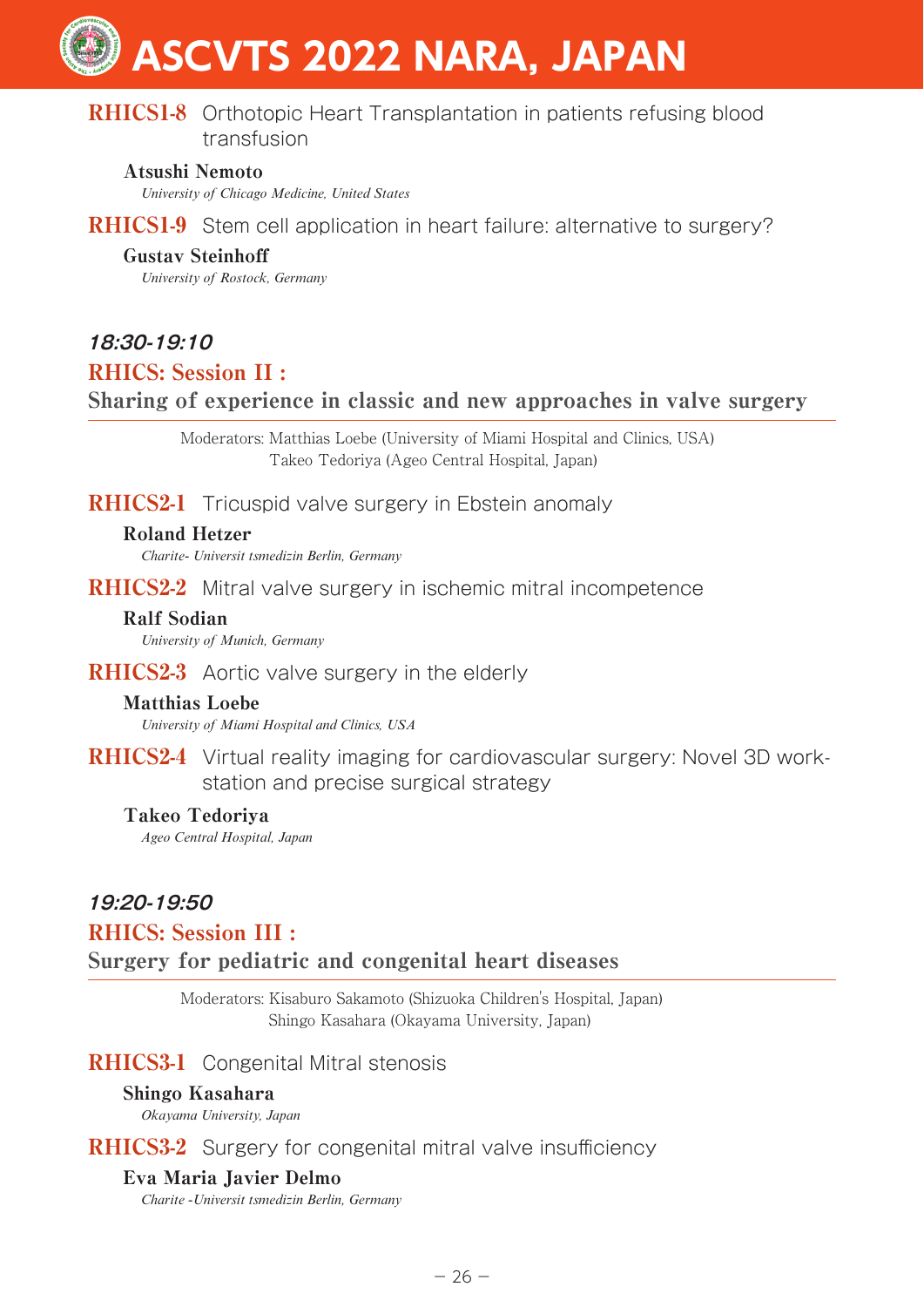**RHICS1-8** Orthotopic Heart Transplantation in patients refusing blood transfusion

**Atsushi Nemoto**
*University of Chicago Medicine, United States*

**RHICS1-9** Stem cell application in heart failure: alternative to surgery?

**Gustav Steinhoff**
*University of Rostock, Germany*

### *18:30-19:10*

## RHICS: Session II :
## Sharing of experience in classic and new approaches in valve surgery

Moderators: Matthias Loebe (University of Miami Hospital and Clinics, USA)
Takeo Tedoriya (Ageo Central Hospital, Japan)

**RHICS2-1** Tricuspid valve surgery in Ebstein anomaly

**Roland Hetzer**
*Charite- Universit tsmedizin Berlin, Germany*

**RHICS2-2** Mitral valve surgery in ischemic mitral incompetence

**Ralf Sodian**
*University of Munich, Germany*

**RHICS2-3** Aortic valve surgery in the elderly

**Matthias Loebe**
*University of Miami Hospital and Clinics, USA*

**RHICS2-4** Virtual reality imaging for cardiovascular surgery: Novel 3D work-station and precise surgical strategy

**Takeo Tedoriya**
*Ageo Central Hospital, Japan*

### *19:20-19:50*

## RHICS: Session III :
## Surgery for pediatric and congenital heart diseases

Moderators: Kisaburo Sakamoto (Shizuoka Children's Hospital, Japan)
Shingo Kasahara (Okayama University, Japan)

**RHICS3-1** Congenital Mitral stenosis

**Shingo Kasahara**
*Okayama University, Japan*

**RHICS3-2** Surgery for congenital mitral valve insufficiency

**Eva Maria Javier Delmo**
*Charite -Universit tsmedizin Berlin, Germany*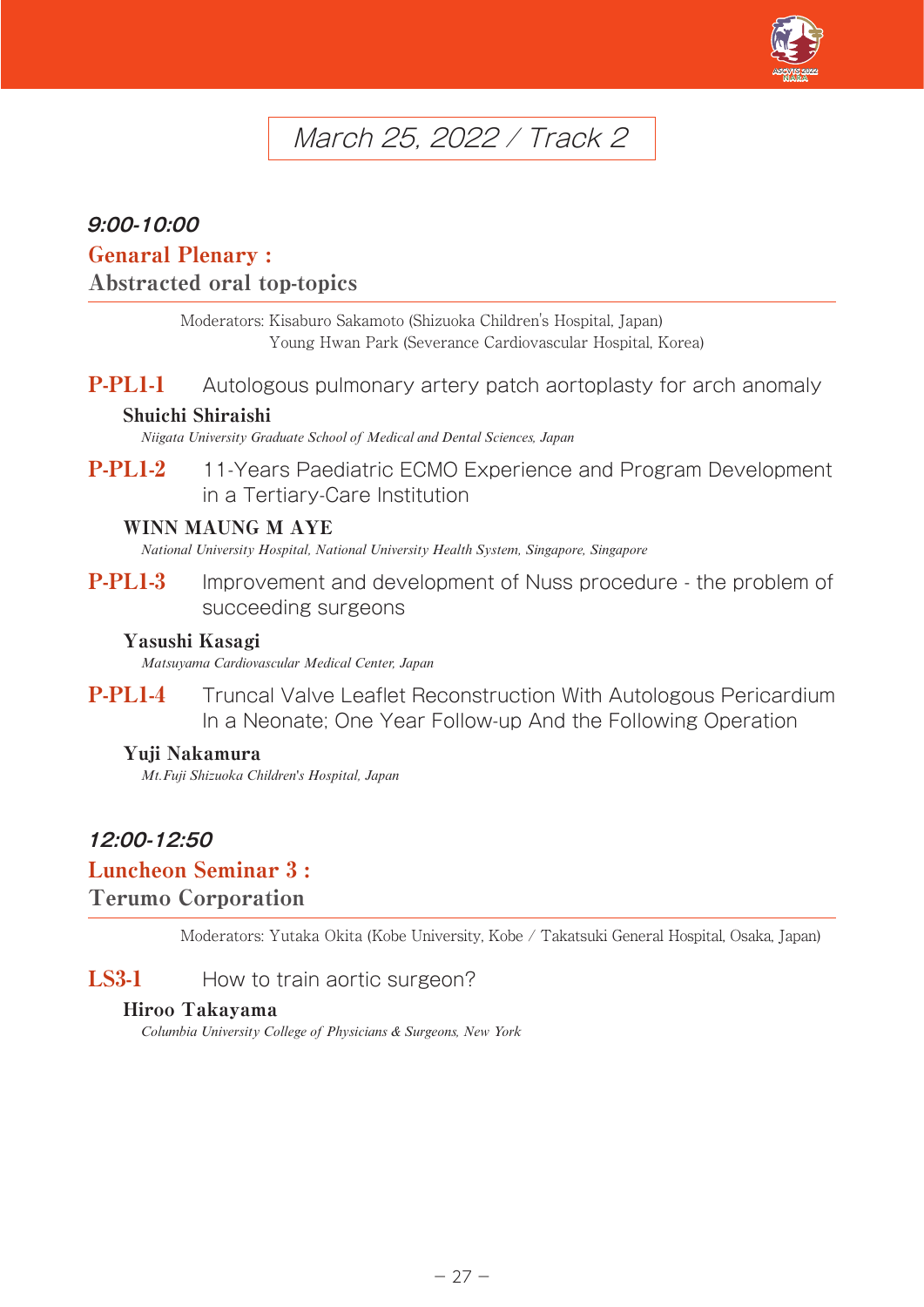# March 25, 2022 / Track 2

## *9:00-10:00*

## Genaral Plenary : Abstracted oral top-topics

Moderators: Kisaburo Sakamoto (Shizuoka Children's Hospital, Japan)
Young Hwan Park (Severance Cardiovascular Hospital, Korea)

**P-PL1-1** Autologous pulmonary artery patch aortoplasty for arch anomaly

**Shuichi Shiraishi**
*Niigata University Graduate School of Medical and Dental Sciences, Japan*

**P-PL1-2** 11-Years Paediatric ECMO Experience and Program Development in a Tertiary-Care Institution

**WINN MAUNG M AYE**
*National University Hospital, National University Health System, Singapore, Singapore*

**P-PL1-3** Improvement and development of Nuss procedure - the problem of succeeding surgeons

**Yasushi Kasagi**
*Matsuyama Cardiovascular Medical Center, Japan*

**P-PL1-4** Truncal Valve Leaflet Reconstruction With Autologous Pericardium In a Neonate; One Year Follow-up And the Following Operation

**Yuji Nakamura**
*Mt.Fuji Shizuoka Children's Hospital, Japan*

## *12:00-12:50*

## Luncheon Seminar 3 : Terumo Corporation

Moderators: Yutaka Okita (Kobe University, Kobe / Takatsuki General Hospital, Osaka, Japan)

**LS3-1** How to train aortic surgeon?

**Hiroo Takayama**
*Columbia University College of Physicians & Surgeons, New York*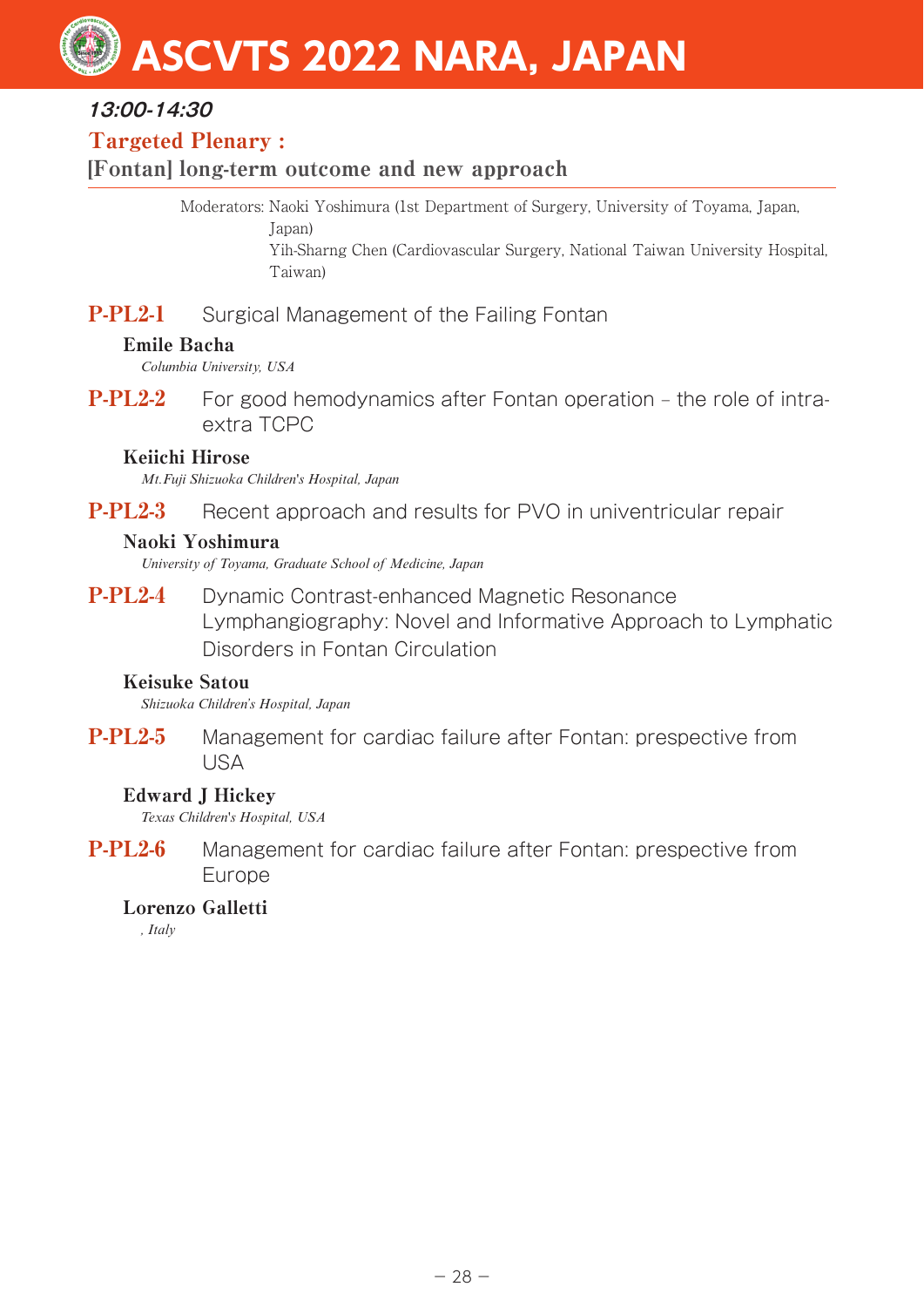***13:00-14:30***

## Targeted Plenary :

### [Fontan] long-term outcome and new approach

Moderators: Naoki Yoshimura (1st Department of Surgery, University of Toyama, Japan, Japan)
Yih-Sharng Chen (Cardiovascular Surgery, National Taiwan University Hospital, Taiwan)

**P-PL2-1** Surgical Management of the Failing Fontan

**Emile Bacha**
*Columbia University, USA*

**P-PL2-2** For good hemodynamics after Fontan operation – the role of intra-extra TCPC

**Keiichi Hirose**
*Mt.Fuji Shizuoka Children's Hospital, Japan*

**P-PL2-3** Recent approach and results for PVO in univentricular repair

**Naoki Yoshimura**
*University of Toyama, Graduate School of Medicine, Japan*

**P-PL2-4** Dynamic Contrast-enhanced Magnetic Resonance Lymphangiography: Novel and Informative Approach to Lymphatic Disorders in Fontan Circulation

**Keisuke Satou**
*Shizuoka Children's Hospital, Japan*

**P-PL2-5** Management for cardiac failure after Fontan: prespective from USA

**Edward J Hickey**
*Texas Children's Hospital, USA*

**P-PL2-6** Management for cardiac failure after Fontan: prespective from Europe

**Lorenzo Galletti**
*, Italy*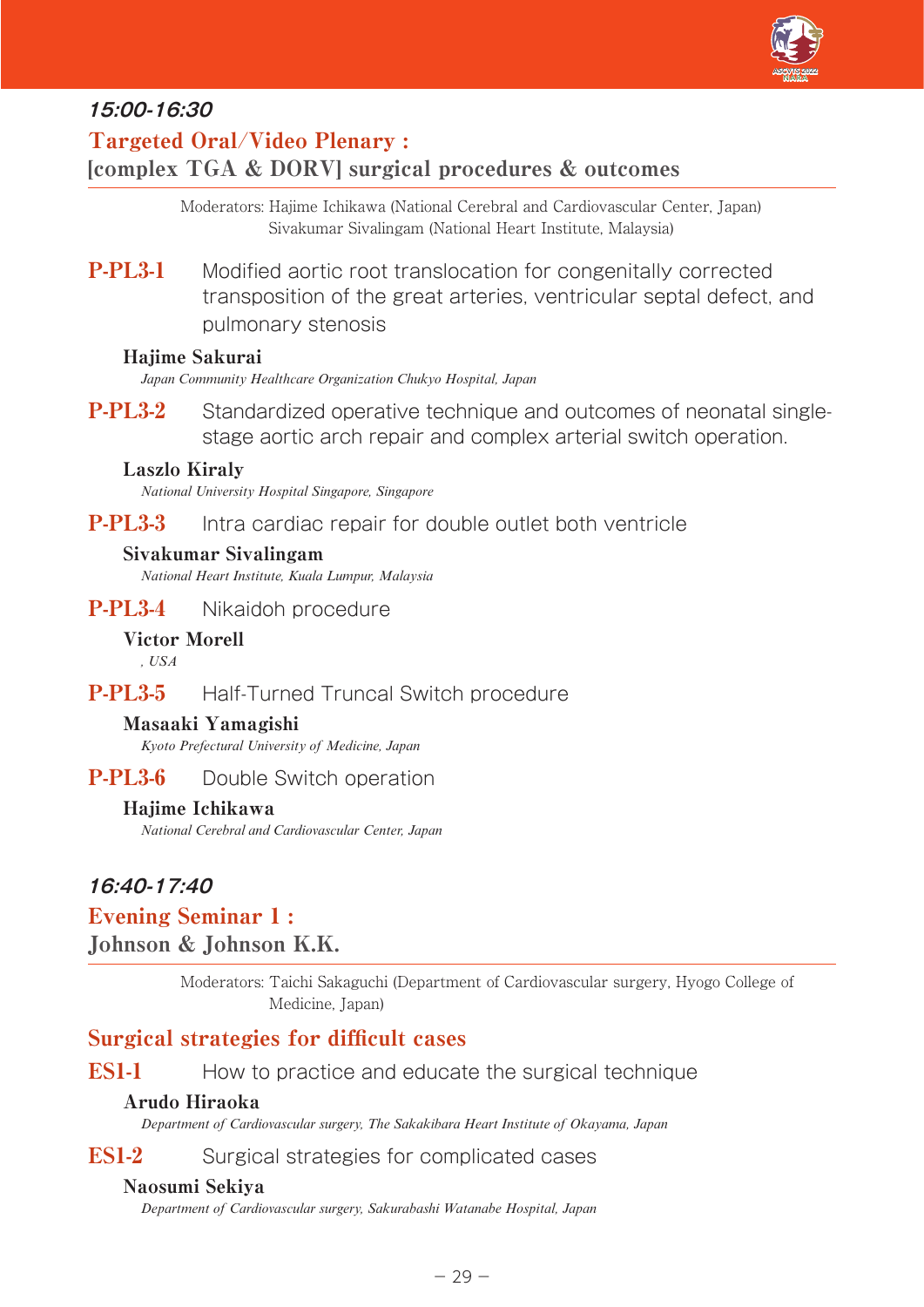### *15:00-16:30*

## Targeted Oral/Video Plenary : [complex TGA & DORV] surgical procedures & outcomes

Moderators: Hajime Ichikawa (National Cerebral and Cardiovascular Center, Japan)
Sivakumar Sivalingam (National Heart Institute, Malaysia)

**P-PL3-1** Modified aortic root translocation for congenitally corrected transposition of the great arteries, ventricular septal defect, and pulmonary stenosis

**Hajime Sakurai**
*Japan Community Healthcare Organization Chukyo Hospital, Japan*

**P-PL3-2** Standardized operative technique and outcomes of neonatal single-stage aortic arch repair and complex arterial switch operation.

**Laszlo Kiraly**
*National University Hospital Singapore, Singapore*

**P-PL3-3** Intra cardiac repair for double outlet both ventricle

**Sivakumar Sivalingam**
*National Heart Institute, Kuala Lumpur, Malaysia*

**P-PL3-4** Nikaidoh procedure

**Victor Morell**
*, USA*

**P-PL3-5** Half-Turned Truncal Switch procedure

**Masaaki Yamagishi**
*Kyoto Prefectural University of Medicine, Japan*

**P-PL3-6** Double Switch operation

**Hajime Ichikawa**
*National Cerebral and Cardiovascular Center, Japan*

### *16:40-17:40*

## Evening Seminar 1 : Johnson & Johnson K.K.

Moderators: Taichi Sakaguchi (Department of Cardiovascular surgery, Hyogo College of Medicine, Japan)

### Surgical strategies for difficult cases

**ES1-1** How to practice and educate the surgical technique

**Arudo Hiraoka**
*Department of Cardiovascular surgery, The Sakakibara Heart Institute of Okayama, Japan*

**ES1-2** Surgical strategies for complicated cases

**Naosumi Sekiya**
*Department of Cardiovascular surgery, Sakurabashi Watanabe Hospital, Japan*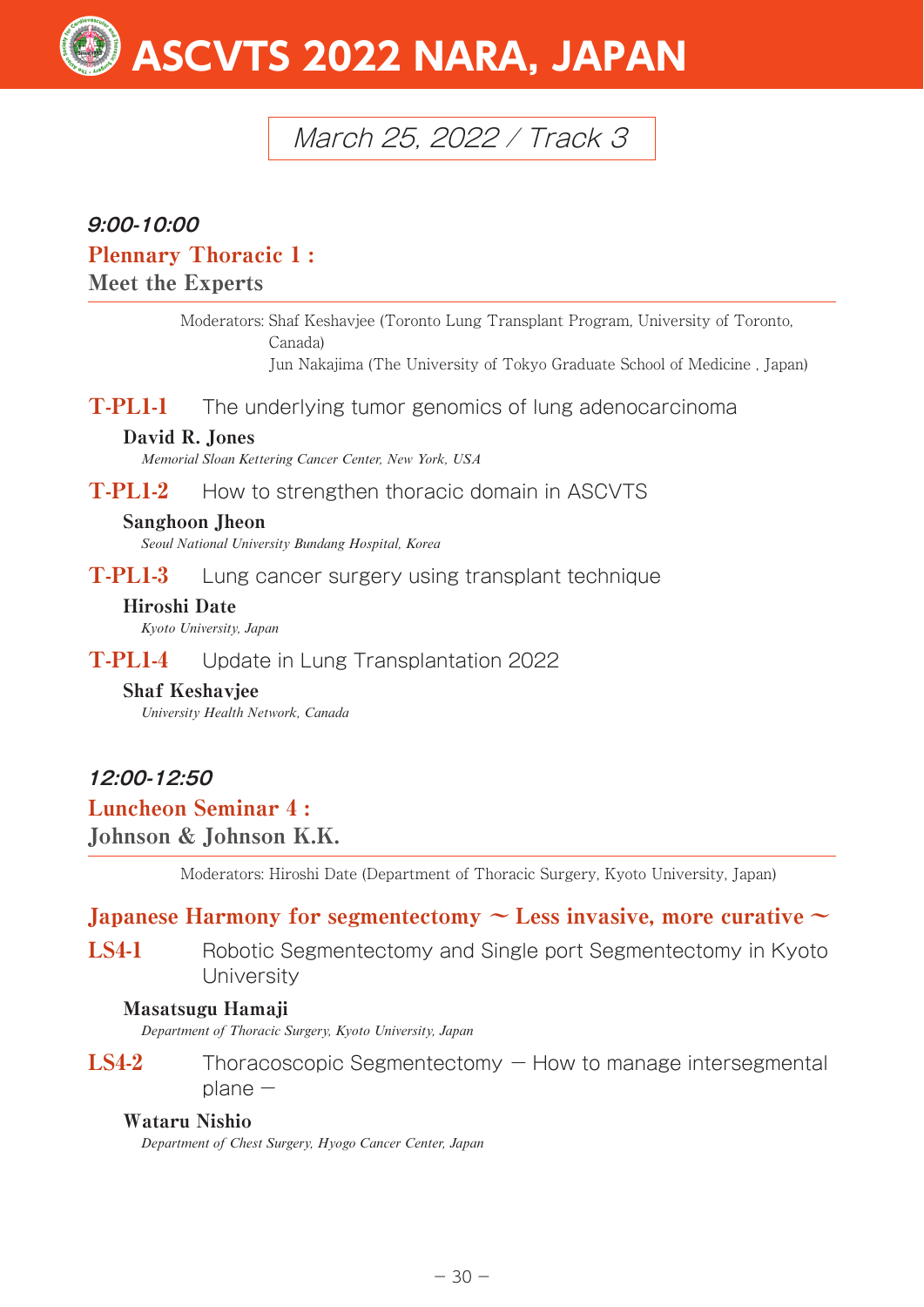## March 25, 2022 / Track 3

### 9:00-10:00

### Plennary Thoracic 1 :
### Meet the Experts

Moderators: Shaf Keshavjee (Toronto Lung Transplant Program, University of Toronto, Canada)
Jun Nakajima (The University of Tokyo Graduate School of Medicine , Japan)

**T-PL1-1** The underlying tumor genomics of lung adenocarcinoma

**David R. Jones**
*Memorial Sloan Kettering Cancer Center, New York, USA*

**T-PL1-2** How to strengthen thoracic domain in ASCVTS

**Sanghoon Jheon**
*Seoul National University Bundang Hospital, Korea*

**T-PL1-3** Lung cancer surgery using transplant technique

**Hiroshi Date**
*Kyoto University, Japan*

**T-PL1-4** Update in Lung Transplantation 2022

**Shaf Keshavjee**
*University Health Network, Canada*

### 12:00-12:50

### Luncheon Seminar 4 :
### Johnson & Johnson K.K.

Moderators: Hiroshi Date (Department of Thoracic Surgery, Kyoto University, Japan)

**Japanese Harmony for segmentectomy ～ Less invasive, more curative ～**

**LS4-1** Robotic Segmentectomy and Single port Segmentectomy in Kyoto University

**Masatsugu Hamaji**
*Department of Thoracic Surgery, Kyoto University, Japan*

**LS4-2** Thoracoscopic Segmentectomy ― How to manage intersegmental plane ―

**Wataru Nishio**
*Department of Chest Surgery, Hyogo Cancer Center, Japan*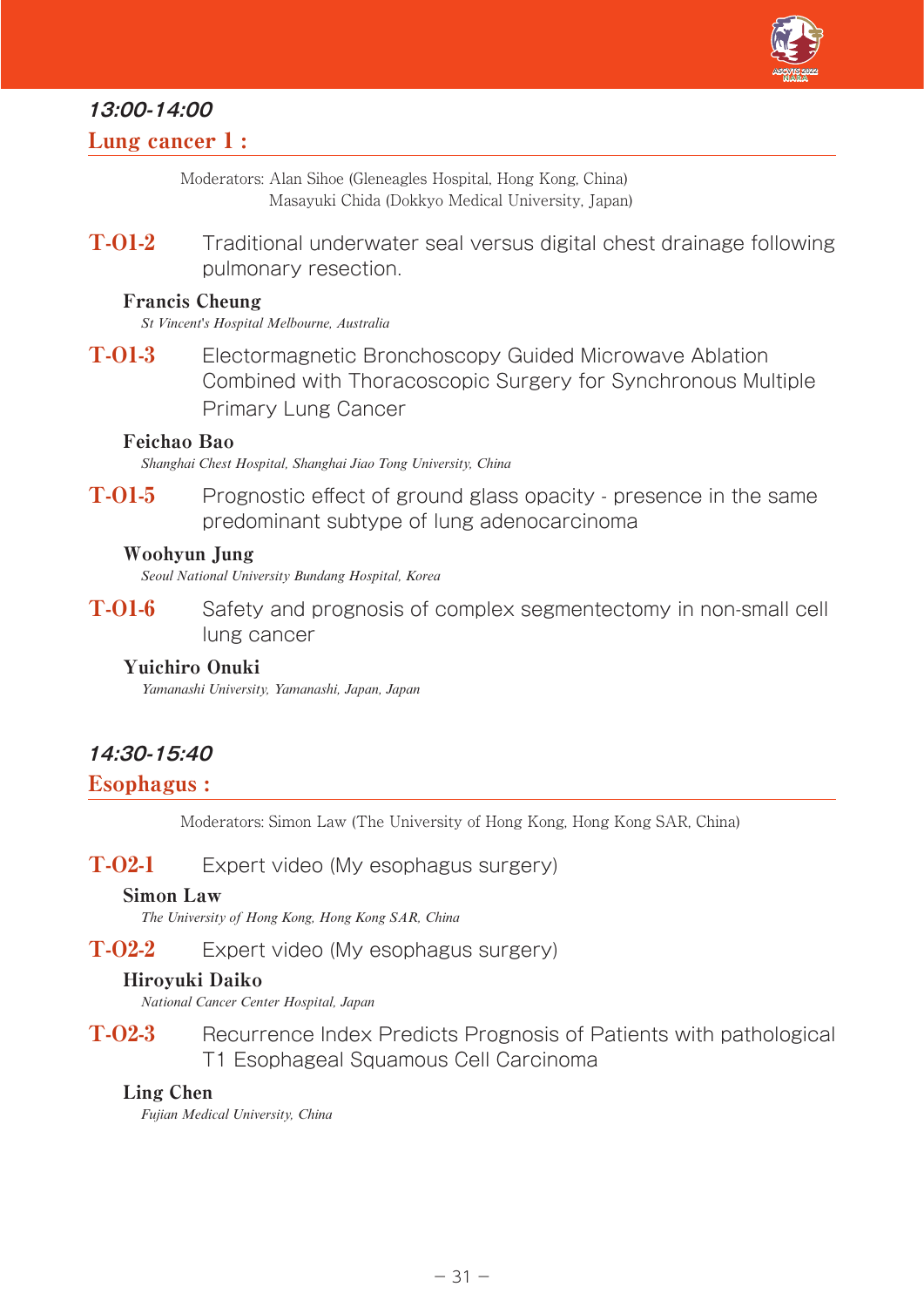### *13:00-14:00*

## Lung cancer 1 :

Moderators: Alan Sihoe (Gleneagles Hospital, Hong Kong, China)
Masayuki Chida (Dokkyo Medical University, Japan)

**T-O1-2** Traditional underwater seal versus digital chest drainage following pulmonary resection.

**Francis Cheung**
*St Vincent's Hospital Melbourne, Australia*

**T-O1-3** Electormagnetic Bronchoscopy Guided Microwave Ablation Combined with Thoracoscopic Surgery for Synchronous Multiple Primary Lung Cancer

**Feichao Bao**
*Shanghai Chest Hospital, Shanghai Jiao Tong University, China*

**T-O1-5** Prognostic effect of ground glass opacity - presence in the same predominant subtype of lung adenocarcinoma

**Woohyun Jung**
*Seoul National University Bundang Hospital, Korea*

**T-O1-6** Safety and prognosis of complex segmentectomy in non-small cell lung cancer

**Yuichiro Onuki**
*Yamanashi University, Yamanashi, Japan, Japan*

### *14:30-15:40*

## Esophagus :

Moderators: Simon Law (The University of Hong Kong, Hong Kong SAR, China)

**T-O2-1** Expert video (My esophagus surgery)

**Simon Law**
*The University of Hong Kong, Hong Kong SAR, China*

**T-O2-2** Expert video (My esophagus surgery)

**Hiroyuki Daiko**
*National Cancer Center Hospital, Japan*

**T-O2-3** Recurrence Index Predicts Prognosis of Patients with pathological T1 Esophageal Squamous Cell Carcinoma

**Ling Chen**
*Fujian Medical University, China*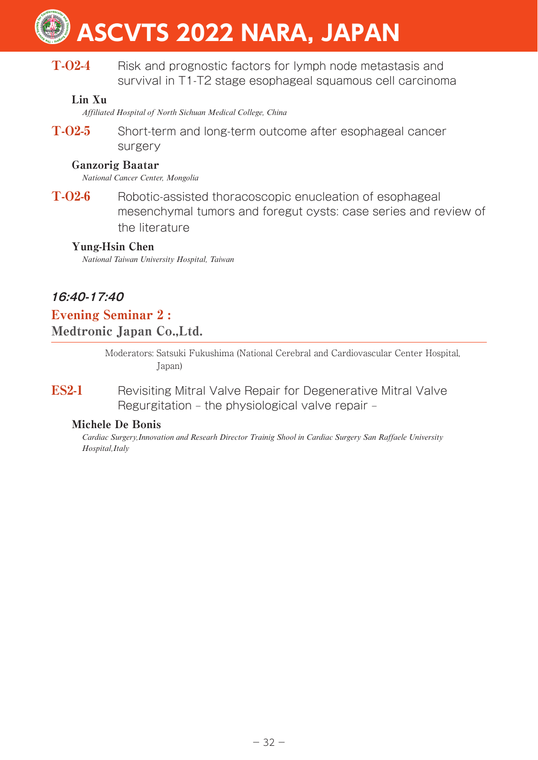**T-O2-4** Risk and prognostic factors for lymph node metastasis and survival in T1-T2 stage esophageal squamous cell carcinoma

**Lin Xu**
*Affiliated Hospital of North Sichuan Medical College, China*

**T-O2-5** Short-term and long-term outcome after esophageal cancer surgery

**Ganzorig Baatar**
*National Cancer Center, Mongolia*

**T-O2-6** Robotic-assisted thoracoscopic enucleation of esophageal mesenchymal tumors and foregut cysts: case series and review of the literature

**Yung-Hsin Chen**
*National Taiwan University Hospital, Taiwan*

### *16:40-17:40*

## Evening Seminar 2 : Medtronic Japan Co.,Ltd.

Moderators: Satsuki Fukushima (National Cerebral and Cardiovascular Center Hospital, Japan)

**ES2-1** Revisiting Mitral Valve Repair for Degenerative Mitral Valve Regurgitation – the physiological valve repair –

**Michele De Bonis**
*Cardiac Surgery,Innovation and Researh Director Trainig Shool in Cardiac Surgery San Raffaele University Hospital,Italy*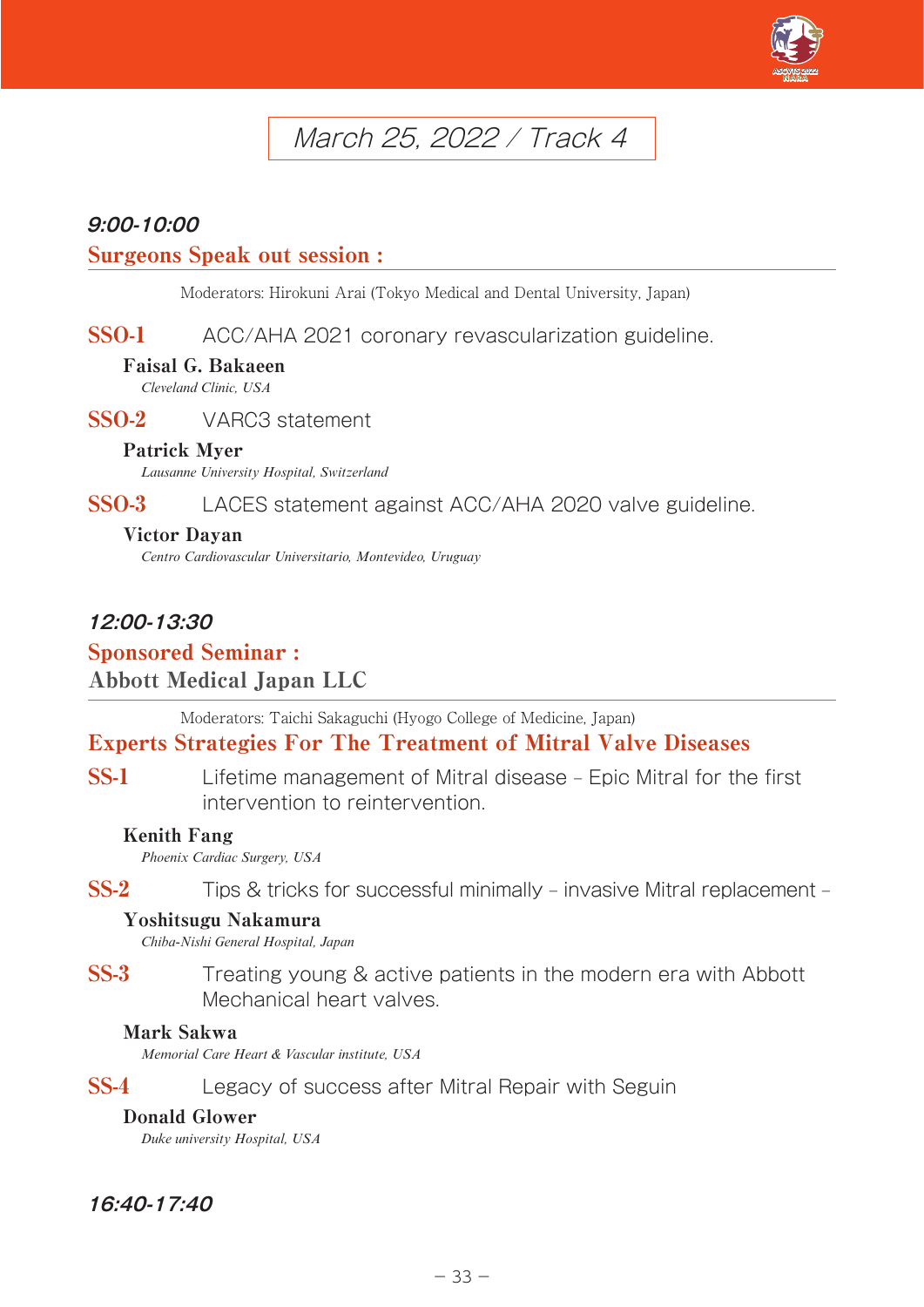# March 25, 2022 / Track 4

### *9:00-10:00*

## Surgeons Speak out session :

Moderators: Hirokuni Arai (Tokyo Medical and Dental University, Japan)

**SSO-1** ACC/AHA 2021 coronary revascularization guideline.

**Faisal G. Bakaeen**
*Cleveland Clinic, USA*

**SSO-2** VARC3 statement

**Patrick Myer**
*Lausanne University Hospital, Switzerland*

**SSO-3** LACES statement against ACC/AHA 2020 valve guideline.

**Victor Dayan**
*Centro Cardiovascular Universitario, Montevideo, Uruguay*

### *12:00-13:30*

## Sponsored Seminar :
## Abbott Medical Japan LLC

Moderators: Taichi Sakaguchi (Hyogo College of Medicine, Japan)

### Experts Strategies For The Treatment of Mitral Valve Diseases

**SS-1** Lifetime management of Mitral disease – Epic Mitral for the first intervention to reintervention.

**Kenith Fang**
*Phoenix Cardiac Surgery, USA*

**SS-2** Tips & tricks for successful minimally – invasive Mitral replacement –

**Yoshitsugu Nakamura**
*Chiba-Nishi General Hospital, Japan*

**SS-3** Treating young & active patients in the modern era with Abbott Mechanical heart valves.

**Mark Sakwa**
*Memorial Care Heart & Vascular institute, USA*

**SS-4** Legacy of success after Mitral Repair with Seguin

**Donald Glower**
*Duke university Hospital, USA*

### *16:40-17:40*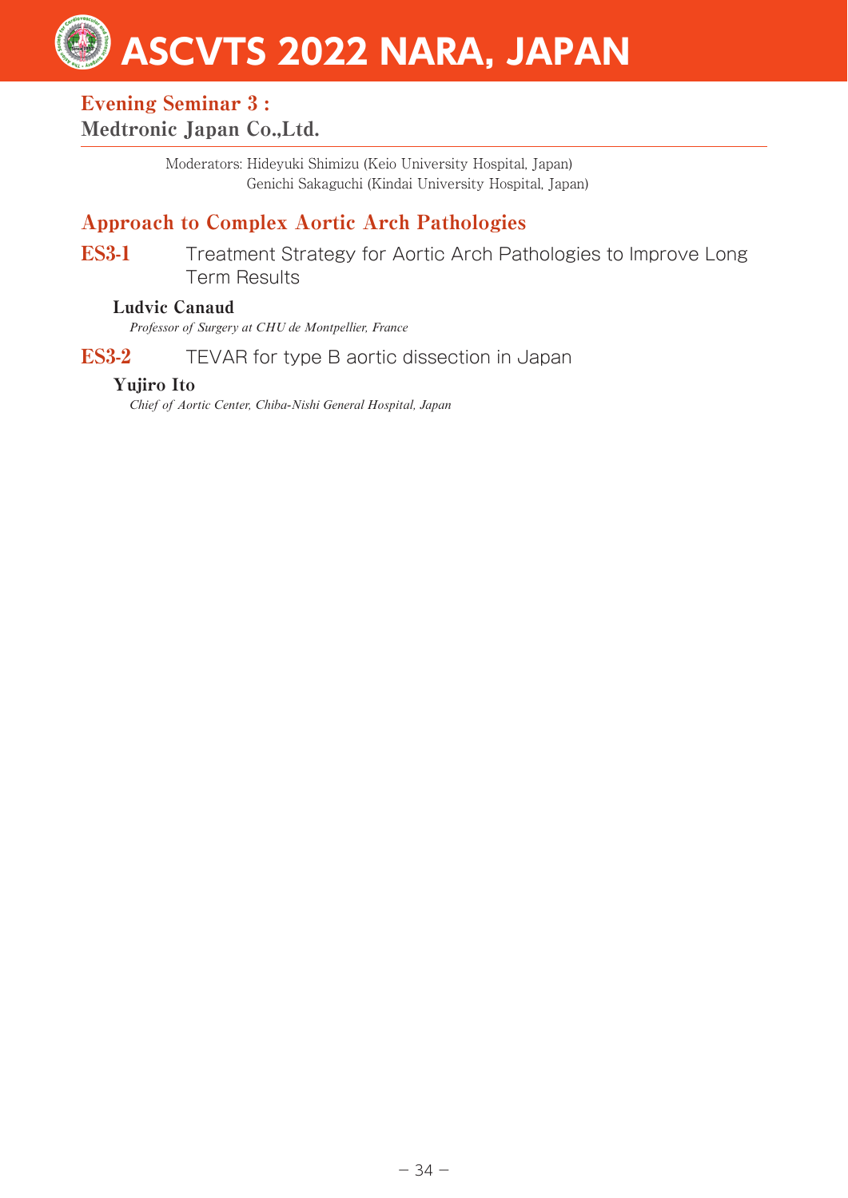## Evening Seminar 3 :
## Medtronic Japan Co.,Ltd.

Moderators: Hideyuki Shimizu (Keio University Hospital, Japan)
Genichi Sakaguchi (Kindai University Hospital, Japan)

### Approach to Complex Aortic Arch Pathologies

**ES3-1** Treatment Strategy for Aortic Arch Pathologies to Improve Long Term Results

**Ludvic Canaud**
*Professor of Surgery at CHU de Montpellier, France*

**ES3-2** TEVAR for type B aortic dissection in Japan

**Yujiro Ito**
*Chief of Aortic Center, Chiba-Nishi General Hospital, Japan*